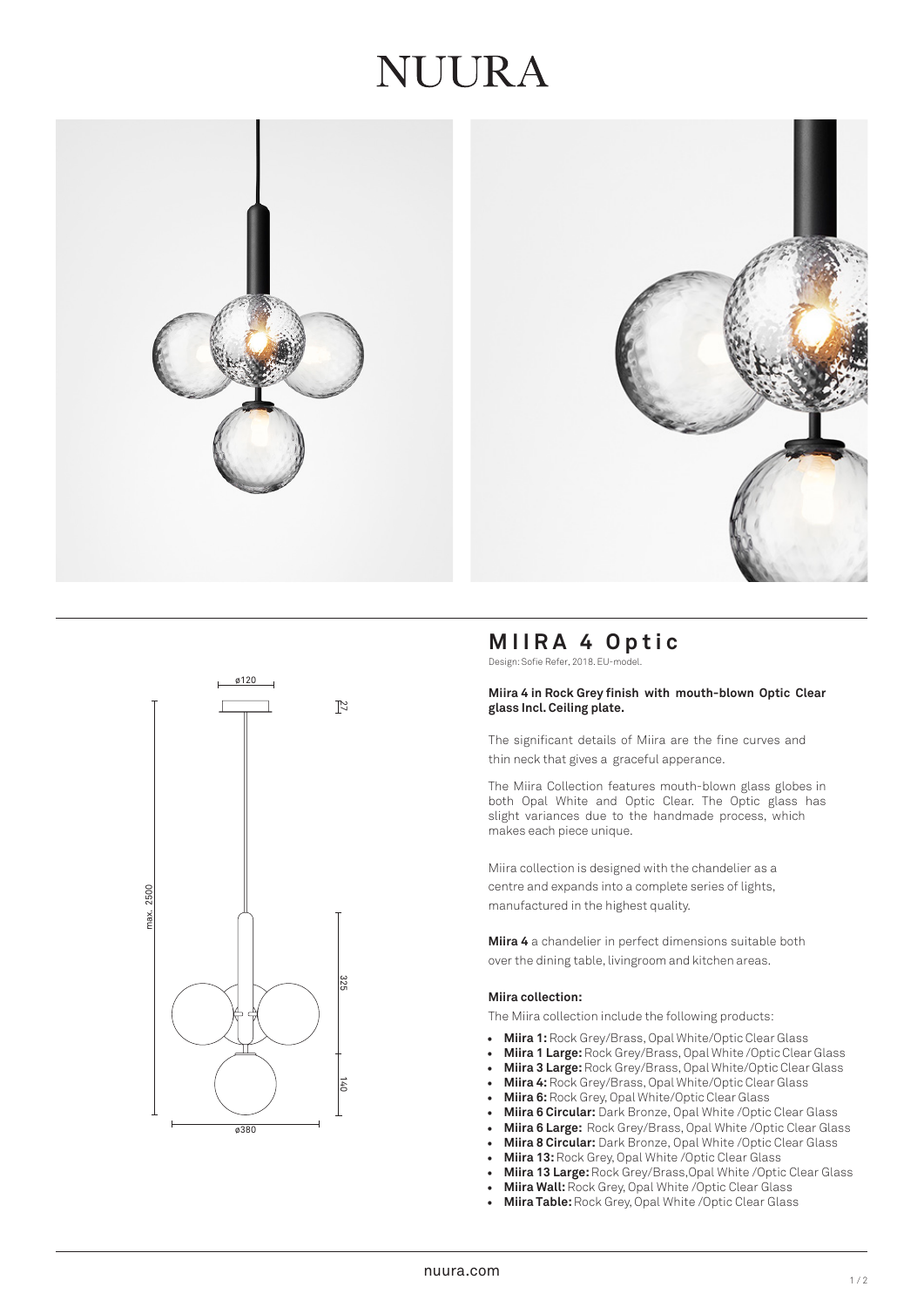# NUURA

## MIIRA 4 Optic

Design: Sofie Refer, 2018. EU-model.

**Miira 4 in Rock Grey finish with mouth-blown Optic Clear glass Incl. Ceiling plate.**

The significant details of Miira are the fine curves and thin neck that gives a graceful apperance.

The Miira Collection features mouth-blown glass globes in both Opal White and Optic Clear. The Optic glass has slight variances due to the handmade process, which makes each piece unique.

Miira collection is designed with the chandelier as a centre and expands into a complete series of lights, manufactured in the highest quality.

**Miira 4** a chandelier in perfect dimensions suitable both over the dining table, livingroom and kitchen areas.

**Miira collection:**

The Miira collection include the following products:

- **Miira 1:** Rock Grey/Brass, Opal White/Optic Clear Glass
- **Miira 1 Large:** Rock Grey/Brass, Opal White /Optic Clear Glass
- **Miira 3 Large:** Rock Grey/Brass, Opal White/Optic Clear Glass
- **Miira 4:** Rock Grey/Brass, Opal White/Optic Clear Glass
- **Miira 6:** Rock Grey, Opal White/Optic Clear Glass
- **Miira 6 Circular:** Dark Bronze, Opal White /Optic Clear Glass
- **Miira 6 Large:** Rock Grey/Brass, Opal White /Optic Clear Glass
- **Miira 8 Circular:** Dark Bronze, Opal White /Optic Clear Glass
- **Miira 13:** Rock Grey, Opal White /Optic Clear Glass
- **Miira 13 Large:** Rock Grey/Brass,Opal White /Optic Clear Glass
- **Miira Wall:** Rock Grey, Opal White /Optic Clear Glass
- **Miira Table:** Rock Grey, Opal White /Optic Clear Glass

nuura.com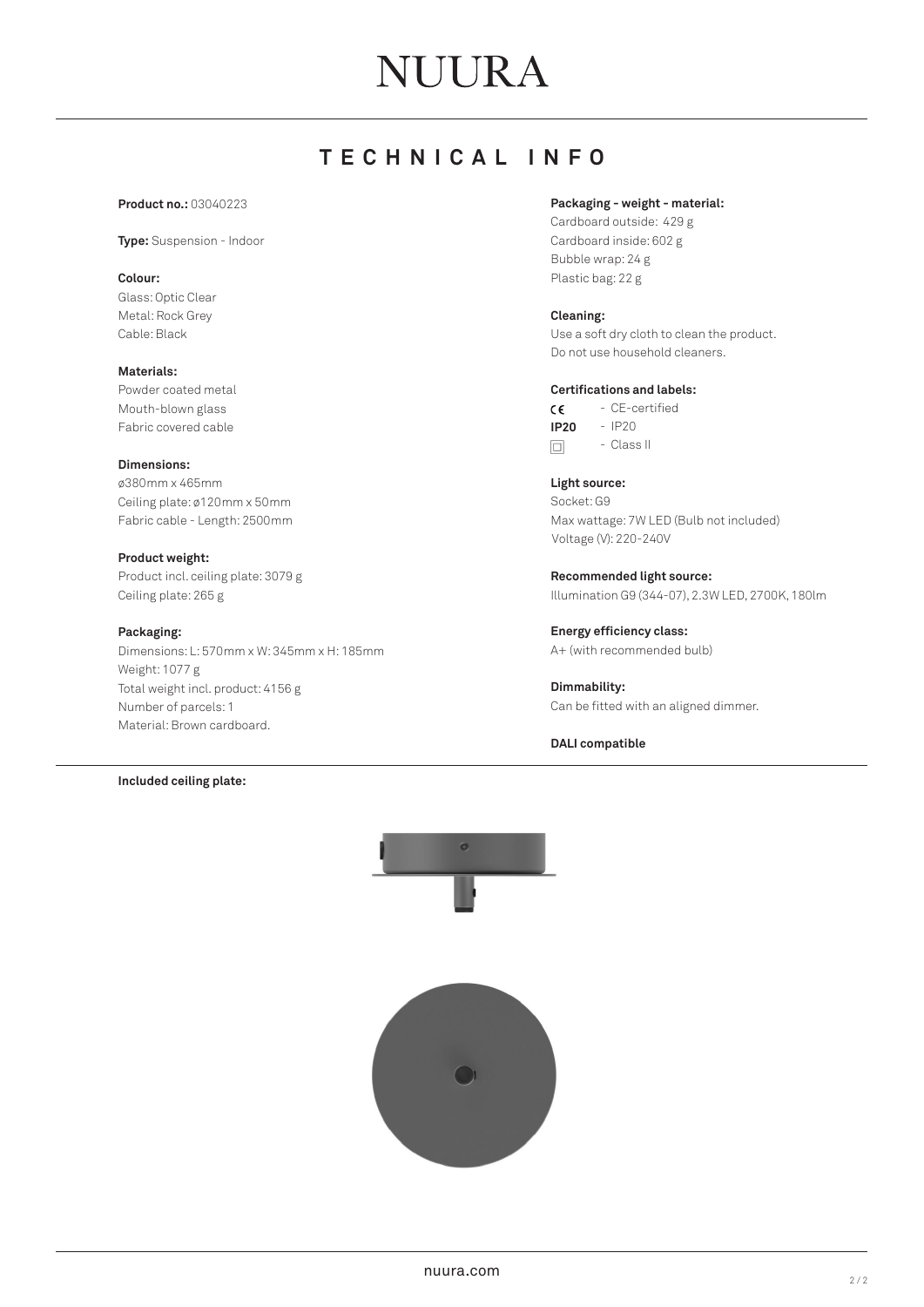# NUURA

## TECHNICAL INFO

**Product no.:** 03040223

**Type:** Suspension - Indoor

**Colour:**
Glass: Optic Clear
Metal: Rock Grey
Cable: Black

**Materials:**
Powder coated metal
Mouth-blown glass
Fabric covered cable

**Dimensions:**
ø380mm x 465mm
Ceiling plate: ø120mm x 50mm
Fabric cable - Length: 2500mm

**Product weight:**
Product incl. ceiling plate: 3079 g
Ceiling plate: 265 g

**Packaging:**
Dimensions: L: 570mm x W: 345mm x H: 185mm
Weight: 1077 g
Total weight incl. product: 4156 g
Number of parcels: 1
Material: Brown cardboard.

**Packaging - weight - material:**
Cardboard outside: 429 g
Cardboard inside: 602 g
Bubble wrap: 24 g
Plastic bag: 22 g

**Cleaning:**
Use a soft dry cloth to clean the product.
Do not use household cleaners.

**Certifications and labels:**
CE - CE-certified
IP20 - IP20
□ - Class II

**Light source:**
Socket: G9
Max wattage: 7W LED (Bulb not included)
Voltage (V): 220-240V

**Recommended light source:**
Illumination G9 (344-07), 2.3W LED, 2700K, 180lm

**Energy efficiency class:**
A+ (with recommended bulb)

**Dimmability:**
Can be fitted with an aligned dimmer.

**DALI compatible**

**Included ceiling plate:**

nuura.com